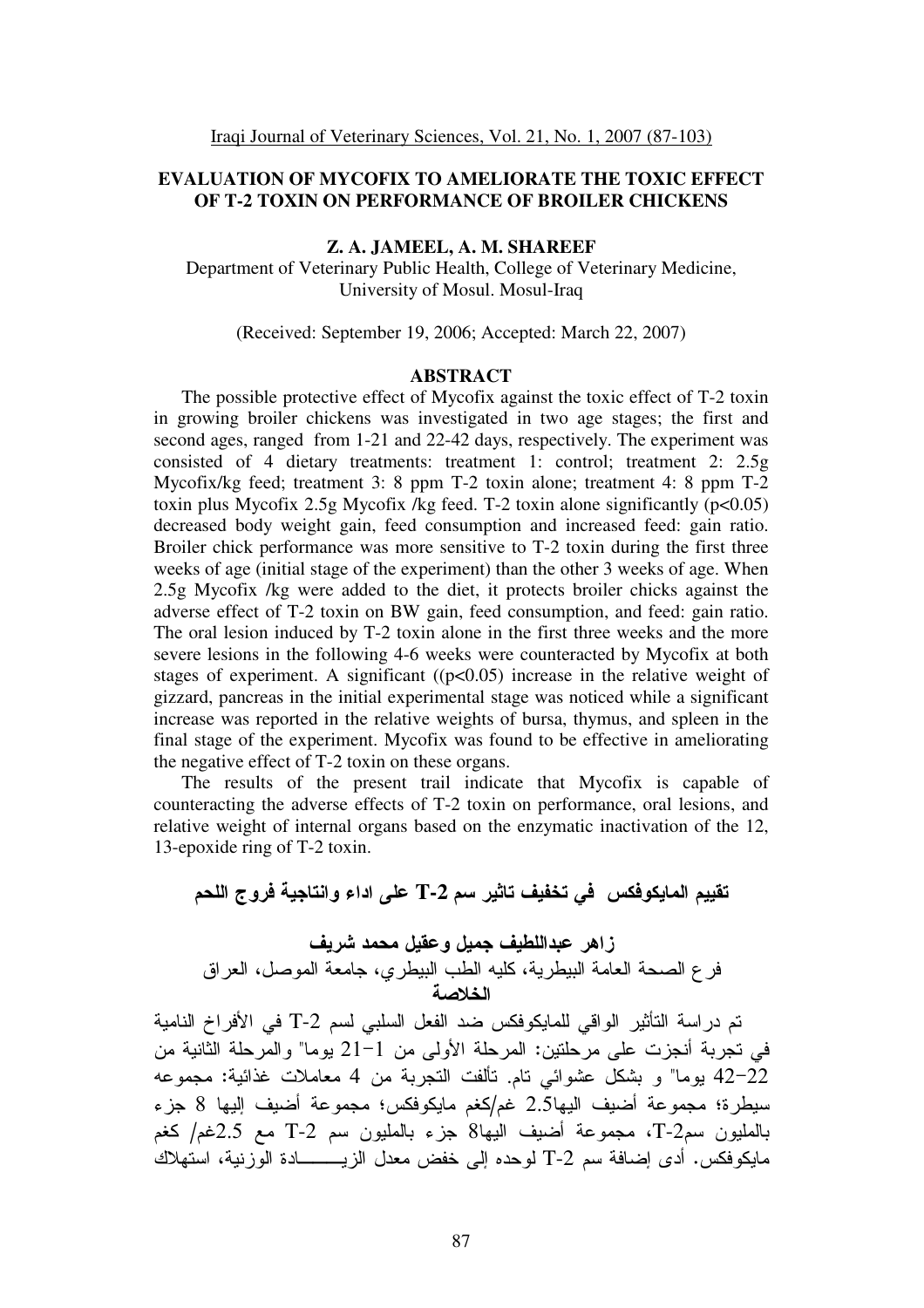# EVALUATION OF MYCOFIX TO AMELIORATE THE TOXIC EFFECT OF T-2 TOXIN ON PERFORMANCE OF BROILER CHICKENS

**Z. A. JAMEEL, A. M. SHAREEF**

Department of Veterinary Public Health, College of Veterinary Medicine, University of Mosul. Mosul-Iraq

(Received: September 19, 2006; Accepted: March 22, 2007)

## ABSTRACT

The possible protective effect of Mycofix against the toxic effect of T-2 toxin in growing broiler chickens was investigated in two age stages; the first and second ages, ranged from 1-21 and 22-42 days, respectively. The experiment was consisted of 4 dietary treatments: treatment 1: control; treatment 2: 2.5g Mycofix/kg feed; treatment 3: 8 ppm T-2 toxin alone; treatment 4: 8 ppm T-2 toxin plus Mycofix 2.5g Mycofix /kg feed. T-2 toxin alone significantly ($p<0.05$) decreased body weight gain, feed consumption and increased feed: gain ratio. Broiler chick performance was more sensitive to T-2 toxin during the first three weeks of age (initial stage of the experiment) than the other 3 weeks of age. When 2.5g Mycofix /kg were added to the diet, it protects broiler chicks against the adverse effect of T-2 toxin on BW gain, feed consumption, and feed: gain ratio. The oral lesion induced by T-2 toxin alone in the first three weeks and the more severe lesions in the following 4-6 weeks were counteracted by Mycofix at both stages of experiment. A significant (($p<0.05$) increase in the relative weight of gizzard, pancreas in the initial experimental stage was noticed while a significant increase was reported in the relative weights of bursa, thymus, and spleen in the final stage of the experiment. Mycofix was found to be effective in ameliorating the negative effect of T-2 toxin on these organs.

The results of the present trail indicate that Mycofix is capable of counteracting the adverse effects of T-2 toxin on performance, oral lesions, and relative weight of internal organs based on the enzymatic inactivation of the 12, 13-epoxide ring of T-2 toxin.

## تقييم المايكوفكس في تخفيف تاثير سم T-2 على اداء وانتاجية فروج اللحم

**زاهر عبداللطيف جميل وعقيل محمد شريف**

فرع الصحة العامة البيطرية، كليه الطب البيطري، جامعة الموصل، العراق

## الخلاصة

تم دراسة التأثير الواقي للمايكوفكس ضد الفعل السلبي لسم T-2 في الأفراخ النامية في تجربة أنجزت على مرحلتين: المرحلة الأولى من 1–21 يوما" والمرحلة الثانية من 22–42 يوما" و بشكل عشوائي تام. تألفت التجربة من 4 معاملات غذائية: مجموعه سيطرة؛ مجموعة أضيف اليها2.5 غم/كغم مايكوفكس؛ مجموعة أضيف إليها 8 جزء بالمليون سمT-2، مجموعة أضيف اليها8 جزء بالمليون سم T-2 مع 2.5غم/ كغم مايكوفكس. أدى إضافة سم T-2 لوحده إلى خفض معدل الزيـــــــادة الوزنية، استهلاك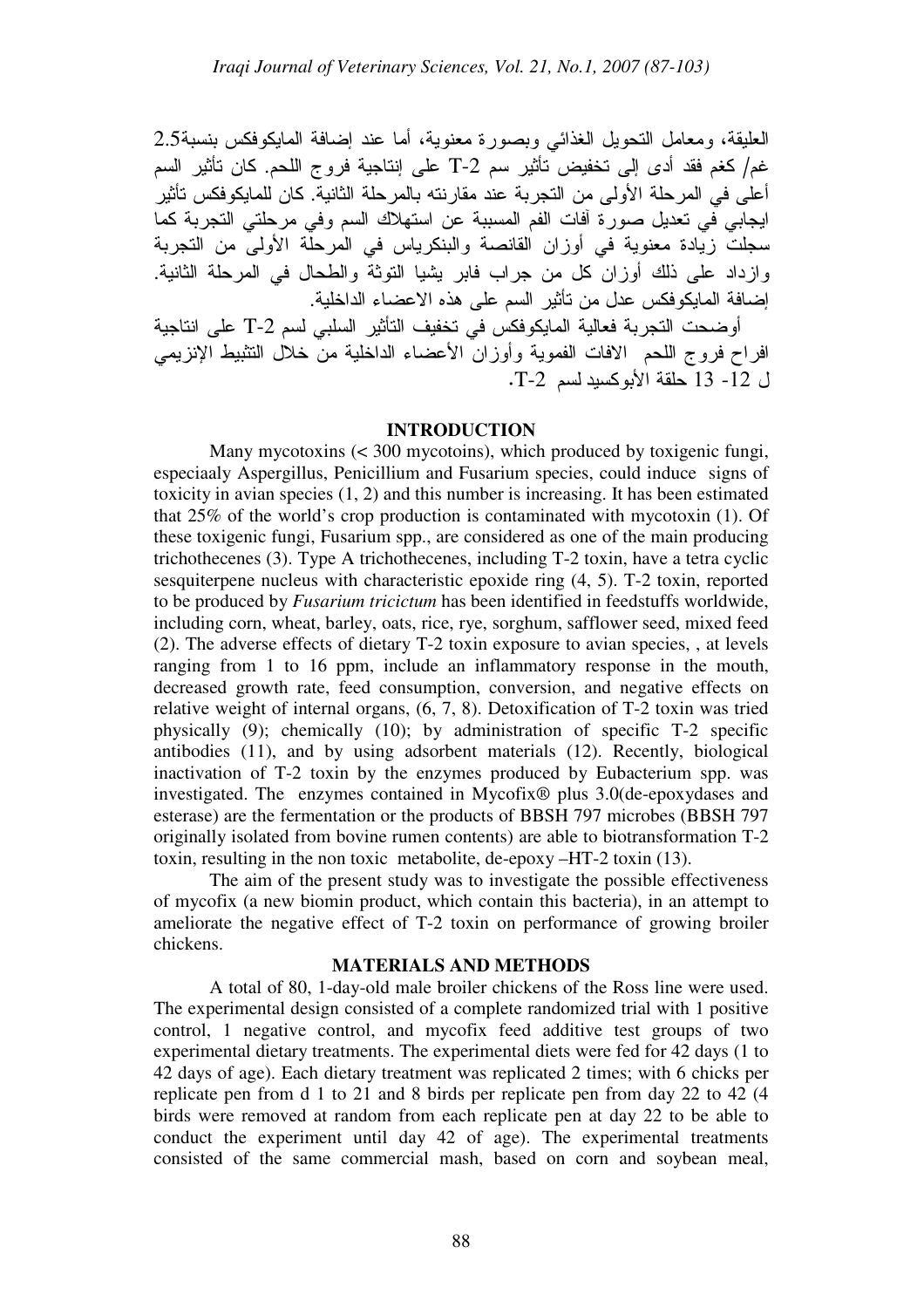العليقة، ومعامل التحويل الغذائي وبصورة معنوية، أما عند إضافة المايكوفكس بنسبة2.5 غم/ كغم فقد أدى إلى تخفيض تأثير سم T-2 على إنتاجية فروج اللحم. كان تأثير السم أعلى في المرحلة الأولى من التجربة عند مقارنته بالمرحلة الثانية. كان للمايكوفكس تأثير ايجابي في تعديل صورة آفات الفم المسببة عن استهلاك السم وفي مرحلتي التجربة كما سجلت زيادة معنوية في أوزان القانصة والبنكرياس في المرحلة الأولى من التجربة وازداد على ذلك أوزان كل من جراب فابر يشيا التوثة والطحال في المرحلة الثانية. إضافة المايكوفكس عدل من تأثير السم على هذه الاعضاء الداخلية.

أوضحت التجربة فعالية المايكوفكس في تخفيف التأثير السلبي لسم T-2 على انتاجية افراح فروج اللحم الافات الفموية وأوزان الأعضاء الداخلية من خلال التثبيط الإنزيمي ل 12- 13 حلقة الأبوكسيد لسم T-2.

## INTRODUCTION

Many mycotoxins (< 300 mycotoins), which produced by toxigenic fungi, especiaaly Aspergillus, Penicillium and Fusarium species, could induce signs of toxicity in avian species (1, 2) and this number is increasing. It has been estimated that 25% of the world's crop production is contaminated with mycotoxin (1). Of these toxigenic fungi, Fusarium spp., are considered as one of the main producing trichothecenes (3). Type A trichothecenes, including T-2 toxin, have a tetra cyclic sesquiterpene nucleus with characteristic epoxide ring (4, 5). T-2 toxin, reported to be produced by *Fusarium tricictum* has been identified in feedstuffs worldwide, including corn, wheat, barley, oats, rice, rye, sorghum, safflower seed, mixed feed (2). The adverse effects of dietary T-2 toxin exposure to avian species, , at levels ranging from 1 to 16 ppm, include an inflammatory response in the mouth, decreased growth rate, feed consumption, conversion, and negative effects on relative weight of internal organs, (6, 7, 8). Detoxification of T-2 toxin was tried physically (9); chemically (10); by administration of specific T-2 specific antibodies (11), and by using adsorbent materials (12). Recently, biological inactivation of T-2 toxin by the enzymes produced by Eubacterium spp. was investigated. The enzymes contained in Mycofix® plus 3.0(de-epoxydases and esterase) are the fermentation or the products of BBSH 797 microbes (BBSH 797 originally isolated from bovine rumen contents) are able to biotransformation T-2 toxin, resulting in the non toxic metabolite, de-epoxy –HT-2 toxin (13).

The aim of the present study was to investigate the possible effectiveness of mycofix (a new biomin product, which contain this bacteria), in an attempt to ameliorate the negative effect of T-2 toxin on performance of growing broiler chickens.

## MATERIALS AND METHODS

A total of 80, 1-day-old male broiler chickens of the Ross line were used. The experimental design consisted of a complete randomized trial with 1 positive control, 1 negative control, and mycofix feed additive test groups of two experimental dietary treatments. The experimental diets were fed for 42 days (1 to 42 days of age). Each dietary treatment was replicated 2 times; with 6 chicks per replicate pen from d 1 to 21 and 8 birds per replicate pen from day 22 to 42 (4 birds were removed at random from each replicate pen at day 22 to be able to conduct the experiment until day 42 of age). The experimental treatments consisted of the same commercial mash, based on corn and soybean meal,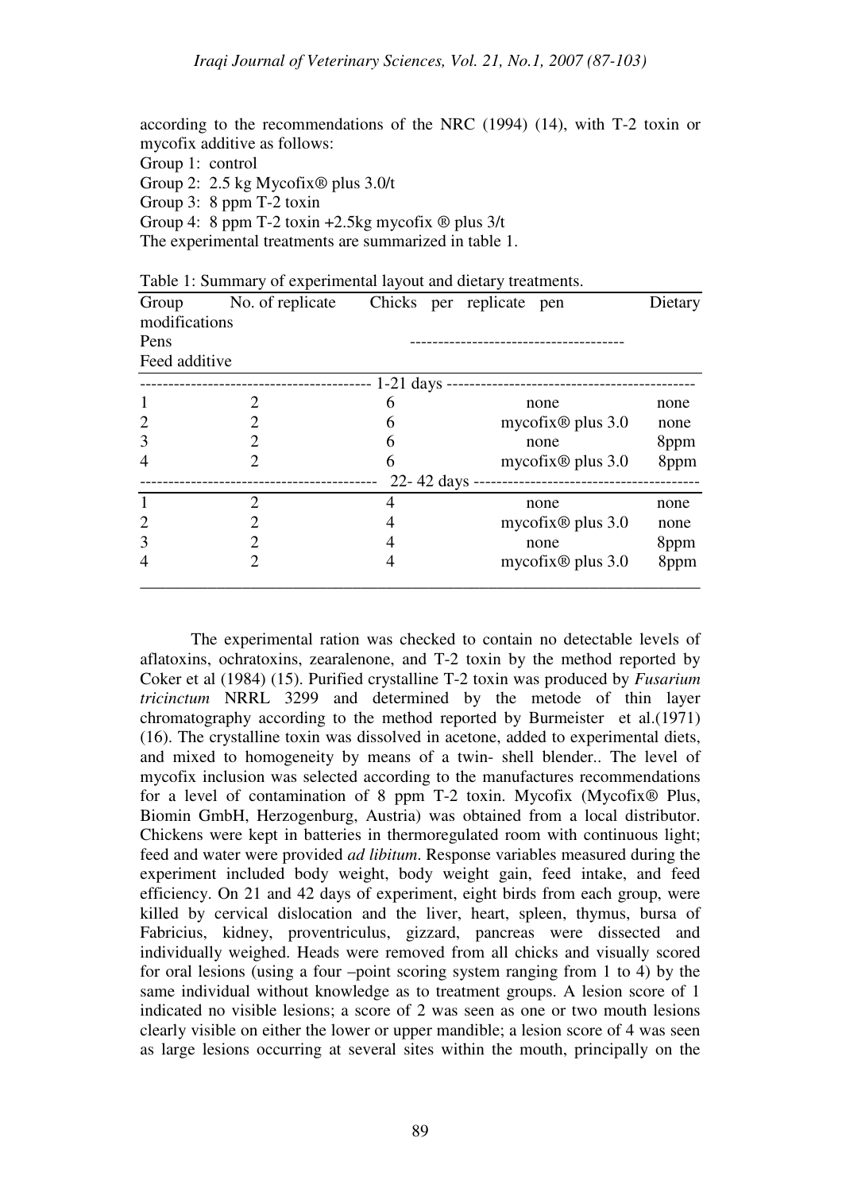according to the recommendations of the NRC (1994) (14), with T-2 toxin or mycofix additive as follows:

Group 1: control  
Group 2: 2.5 kg Mycofix® plus 3.0/t  
Group 3: 8 ppm T-2 toxin  
Group 4: 8 ppm T-2 toxin +2.5kg mycofix ® plus 3/t  
The experimental treatments are summarized in table 1.

Table 1: Summary of experimental layout and dietary treatments.

| Group | No. of replicate Pens | Chicks per replicate pen | Dietary modifications Feed additive | |
|---|---|---|---|---|
| 1-21 days | | | | |
| 1 | 2 | 6 | none | none |
| 2 | 2 | 6 | mycofix® plus 3.0 | none |
| 3 | 2 | 6 | none | 8ppm |
| 4 | 2 | 6 | mycofix® plus 3.0 | 8ppm |
| 22- 42 days | | | | |
| 1 | 2 | 4 | none | none |
| 2 | 2 | 4 | mycofix® plus 3.0 | none |
| 3 | 2 | 4 | none | 8ppm |
| 4 | 2 | 4 | mycofix® plus 3.0 | 8ppm |

The experimental ration was checked to contain no detectable levels of aflatoxins, ochratoxins, zearalenone, and T-2 toxin by the method reported by Coker et al (1984) (15). Purified crystalline T-2 toxin was produced by *Fusarium tricinctum* NRRL 3299 and determined by the metode of thin layer chromatography according to the method reported by Burmeister et al.(1971) (16). The crystalline toxin was dissolved in acetone, added to experimental diets, and mixed to homogeneity by means of a twin- shell blender.. The level of mycofix inclusion was selected according to the manufactures recommendations for a level of contamination of 8 ppm T-2 toxin. Mycofix (Mycofix® Plus, Biomin GmbH, Herzogenburg, Austria) was obtained from a local distributor. Chickens were kept in batteries in thermoregulated room with continuous light; feed and water were provided *ad libitum*. Response variables measured during the experiment included body weight, body weight gain, feed intake, and feed efficiency. On 21 and 42 days of experiment, eight birds from each group, were killed by cervical dislocation and the liver, heart, spleen, thymus, bursa of Fabricius, kidney, proventriculus, gizzard, pancreas were dissected and individually weighed. Heads were removed from all chicks and visually scored for oral lesions (using a four –point scoring system ranging from 1 to 4) by the same individual without knowledge as to treatment groups. A lesion score of 1 indicated no visible lesions; a score of 2 was seen as one or two mouth lesions clearly visible on either the lower or upper mandible; a lesion score of 4 was seen as large lesions occurring at several sites within the mouth, principally on the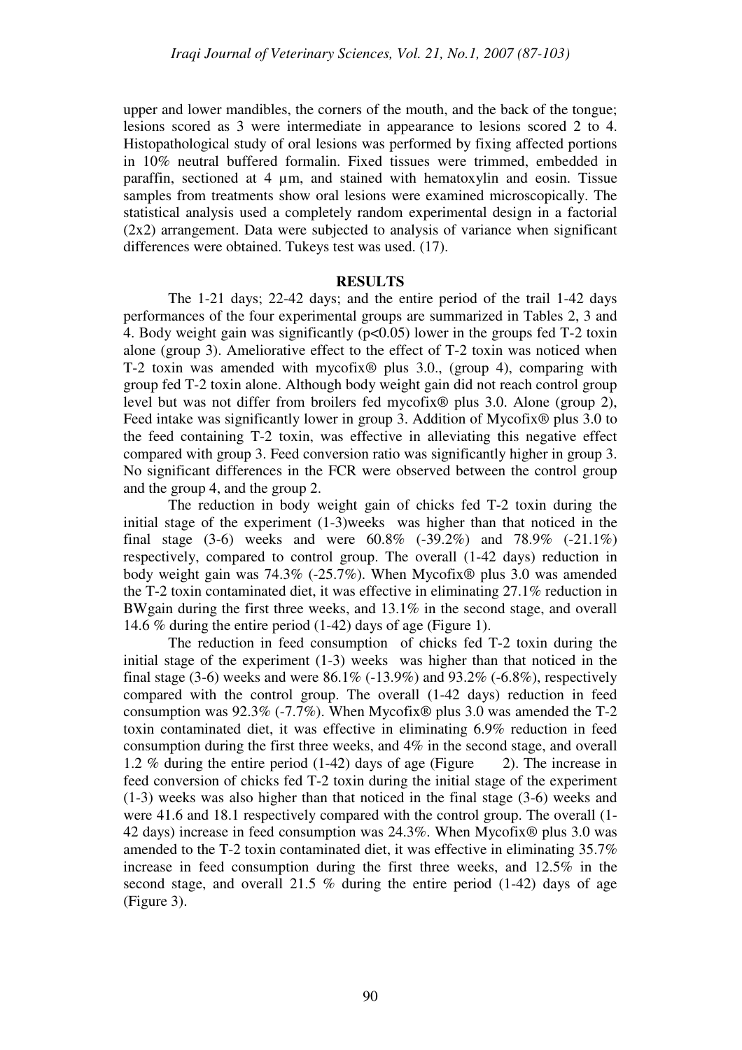upper and lower mandibles, the corners of the mouth, and the back of the tongue; lesions scored as 3 were intermediate in appearance to lesions scored 2 to 4. Histopathological study of oral lesions was performed by fixing affected portions in 10% neutral buffered formalin. Fixed tissues were trimmed, embedded in paraffin, sectioned at 4 µm, and stained with hematoxylin and eosin. Tissue samples from treatments show oral lesions were examined microscopically. The statistical analysis used a completely random experimental design in a factorial (2x2) arrangement. Data were subjected to analysis of variance when significant differences were obtained. Tukeys test was used. (17).

## RESULTS

The 1-21 days; 22-42 days; and the entire period of the trail 1-42 days performances of the four experimental groups are summarized in Tables 2, 3 and 4. Body weight gain was significantly ($p<0.05$) lower in the groups fed T-2 toxin alone (group 3). Ameliorative effect to the effect of T-2 toxin was noticed when T-2 toxin was amended with mycofix® plus 3.0., (group 4), comparing with group fed T-2 toxin alone. Although body weight gain did not reach control group level but was not differ from broilers fed mycofix® plus 3.0. Alone (group 2), Feed intake was significantly lower in group 3. Addition of Mycofix® plus 3.0 to the feed containing T-2 toxin, was effective in alleviating this negative effect compared with group 3. Feed conversion ratio was significantly higher in group 3. No significant differences in the FCR were observed between the control group and the group 4, and the group 2.

The reduction in body weight gain of chicks fed T-2 toxin during the initial stage of the experiment (1-3)weeks was higher than that noticed in the final stage (3-6) weeks and were 60.8% (-39.2%) and 78.9% (-21.1%) respectively, compared to control group. The overall (1-42 days) reduction in body weight gain was 74.3% (-25.7%). When Mycofix® plus 3.0 was amended the T-2 toxin contaminated diet, it was effective in eliminating 27.1% reduction in BWgain during the first three weeks, and 13.1% in the second stage, and overall 14.6 % during the entire period (1-42) days of age (Figure 1).

The reduction in feed consumption of chicks fed T-2 toxin during the initial stage of the experiment (1-3) weeks was higher than that noticed in the final stage (3-6) weeks and were 86.1% (-13.9%) and 93.2% (-6.8%), respectively compared with the control group. The overall (1-42 days) reduction in feed consumption was 92.3% (-7.7%). When Mycofix® plus 3.0 was amended the T-2 toxin contaminated diet, it was effective in eliminating 6.9% reduction in feed consumption during the first three weeks, and 4% in the second stage, and overall 1.2 % during the entire period (1-42) days of age (Figure 2). The increase in feed conversion of chicks fed T-2 toxin during the initial stage of the experiment (1-3) weeks was also higher than that noticed in the final stage (3-6) weeks and were 41.6 and 18.1 respectively compared with the control group. The overall (1-42 days) increase in feed consumption was 24.3%. When Mycofix® plus 3.0 was amended to the T-2 toxin contaminated diet, it was effective in eliminating 35.7% increase in feed consumption during the first three weeks, and 12.5% in the second stage, and overall 21.5 % during the entire period (1-42) days of age (Figure 3).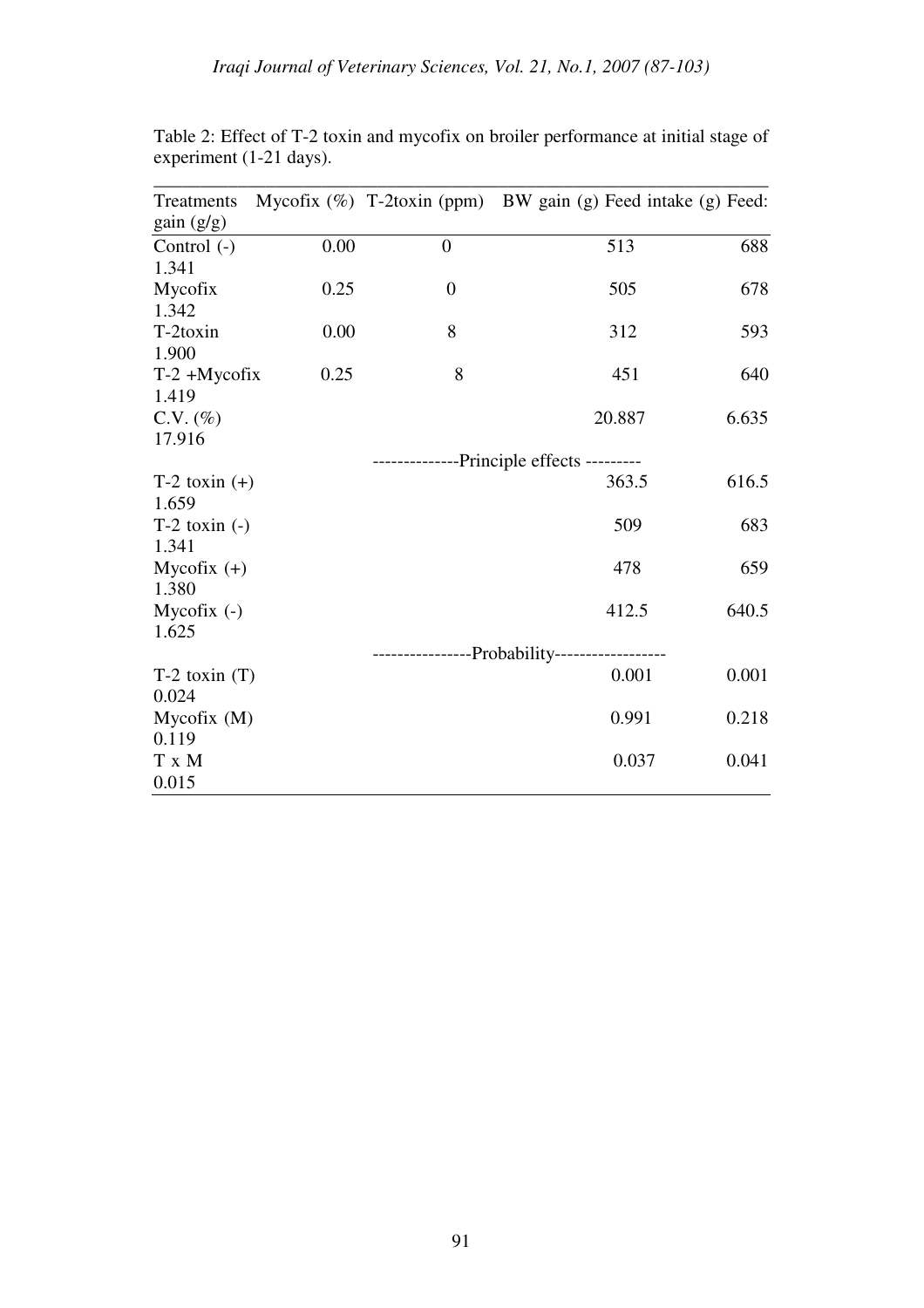Table 2: Effect of T-2 toxin and mycofix on broiler performance at initial stage of experiment (1-21 days).

| Treatments | Mycofix (%) | T-2toxin (ppm) | BW gain (g) | Feed intake (g) | Feed: gain (g/g) |
|---|---|---|---|---|---|
| Control (-) | 0.00 | 0 | 513 | 688 | 1.341 |
| Mycofix | 0.25 | 0 | 505 | 678 | 1.342 |
| T-2toxin | 0.00 | 8 | 312 | 593 | 1.900 |
| T-2 +Mycofix | 0.25 | 8 | 451 | 640 | 1.419 |
| C.V. (%) | | | 20.887 | 6.635 | 17.916 |
| | | --------------Principle effects --------- | | | |
| T-2 toxin (+) | | | 363.5 | 616.5 | 1.659 |
| T-2 toxin (-) | | | 509 | 683 | 1.341 |
| Mycofix (+) | | | 478 | 659 | 1.380 |
| Mycofix (-) | | | 412.5 | 640.5 | 1.625 |
| | | ----------------Probability------------------ | | | |
| T-2 toxin (T) | | | 0.001 | 0.001 | 0.024 |
| Mycofix (M) | | | 0.991 | 0.218 | 0.119 |
| T x M | | | 0.037 | 0.041 | 0.015 |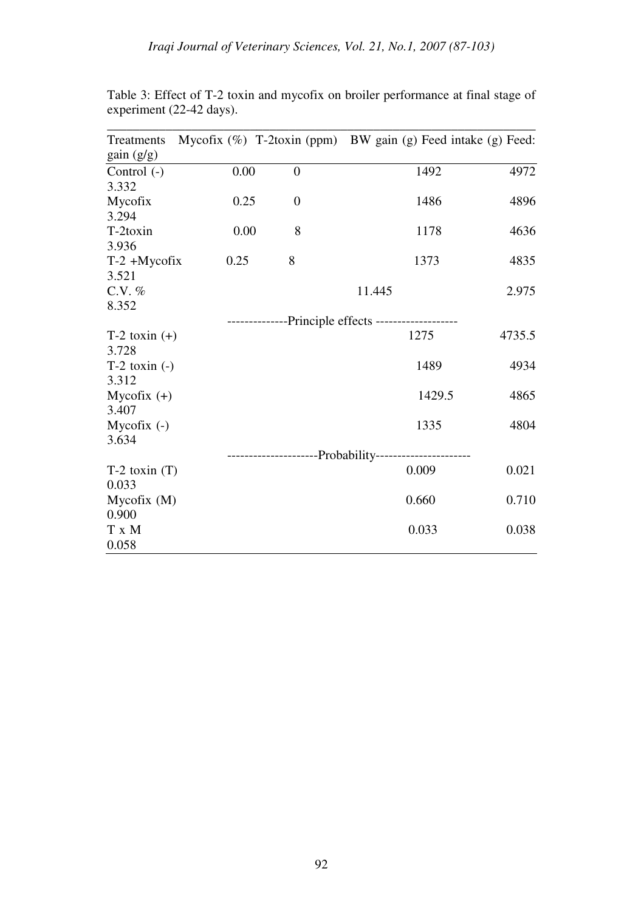Table 3: Effect of T-2 toxin and mycofix on broiler performance at final stage of experiment (22-42 days).

| Treatments | Mycofix (%) | T-2toxin (ppm) | BW gain (g) | Feed intake (g) | Feed: gain (g/g) |
|---|---|---|---|---|---|
| Control (-) | 0.00 | 0 | 1492 | 4972 | 3.332 |
| Mycofix | 0.25 | 0 | 1486 | 4896 | 3.294 |
| T-2toxin | 0.00 | 8 | 1178 | 4636 | 3.936 |
| T-2 +Mycofix | 0.25 | 8 | 1373 | 4835 | 3.521 |
| C.V. % | | | 11.445 | 2.975 | 8.352 |
| --------------Principle effects ------------------- | | | | | |
| T-2 toxin (+) | | | 1275 | 4735.5 | 3.728 |
| T-2 toxin (-) | | | 1489 | 4934 | 3.312 |
| Mycofix (+) | | | 1429.5 | 4865 | 3.407 |
| Mycofix (-) | | | 1335 | 4804 | 3.634 |
| ---------------------Probability---------------------- | | | | | |
| T-2 toxin (T) | | | 0.009 | 0.021 | 0.033 |
| Mycofix (M) | | | 0.660 | 0.710 | 0.900 |
| T x M | | | 0.033 | 0.038 | 0.058 |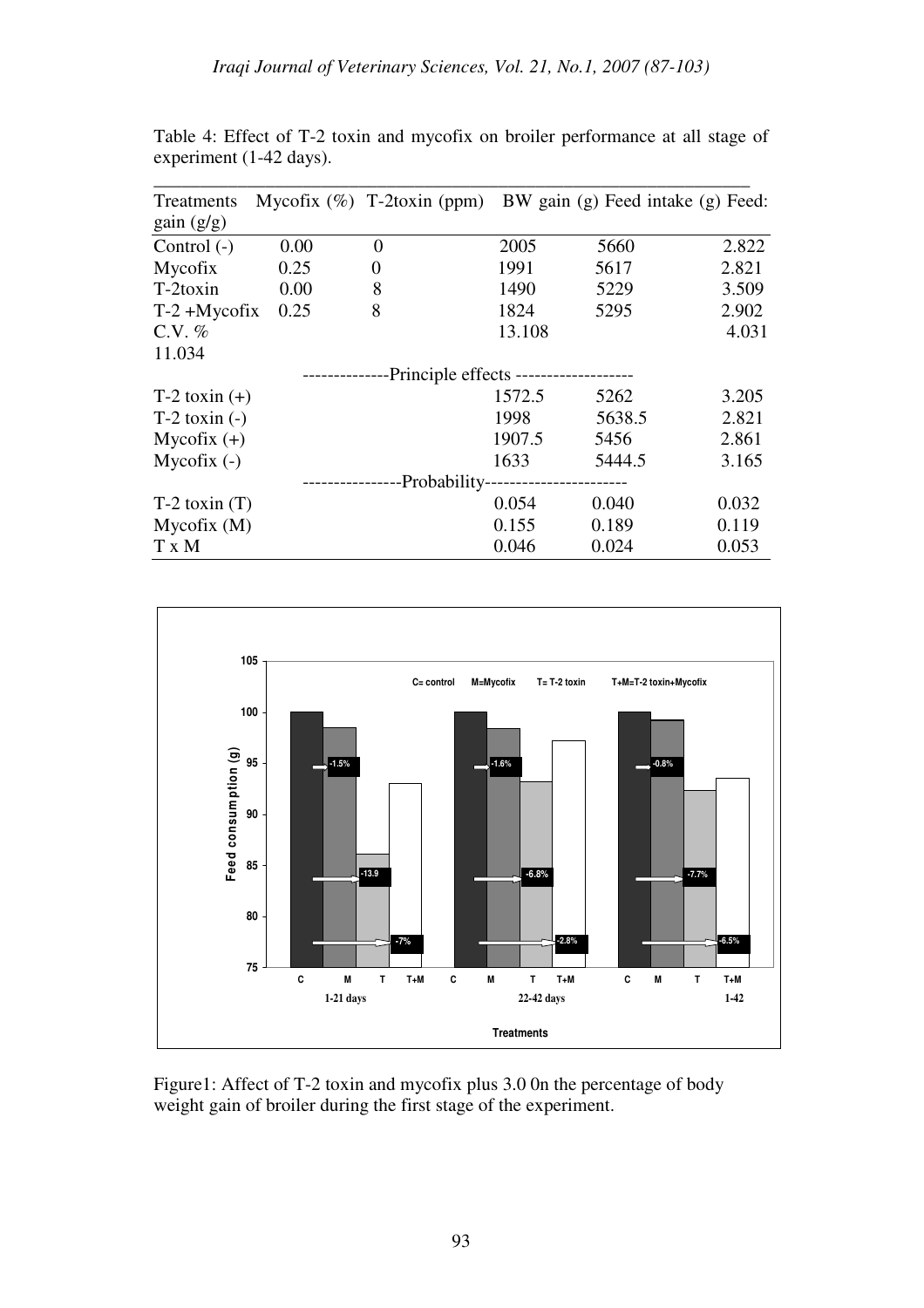Table 4: Effect of T-2 toxin and mycofix on broiler performance at all stage of experiment (1-42 days).

| Treatments | Mycofix (%) | T-2toxin (ppm) | BW gain (g) | Feed intake (g) | Feed: gain (g/g) |
|---|---|---|---|---|---|
| Control (-) | 0.00 | 0 | 2005 | 5660 | 2.822 |
| Mycofix | 0.25 | 0 | 1991 | 5617 | 2.821 |
| T-2toxin | 0.00 | 8 | 1490 | 5229 | 3.509 |
| T-2 +Mycofix | 0.25 | 8 | 1824 | 5295 | 2.902 |
| C.V. % | | | 13.108 | 4.031 | 11.034 |
| **Principle effects** | | | | | |
| T-2 toxin (+) | | | 1572.5 | 5262 | 3.205 |
| T-2 toxin (-) | | | 1998 | 5638.5 | 2.821 |
| Mycofix (+) | | | 1907.5 | 5456 | 2.861 |
| Mycofix (-) | | | 1633 | 5444.5 | 3.165 |
| **Probability** | | | | | |
| T-2 toxin (T) | | | 0.054 | 0.040 | 0.032 |
| Mycofix (M) | | | 0.155 | 0.189 | 0.119 |
| T x M | | | 0.046 | 0.024 | 0.053 |

Figure1: Affect of T-2 toxin and mycofix plus 3.0 0n the percentage of body weight gain of broiler during the first stage of the experiment.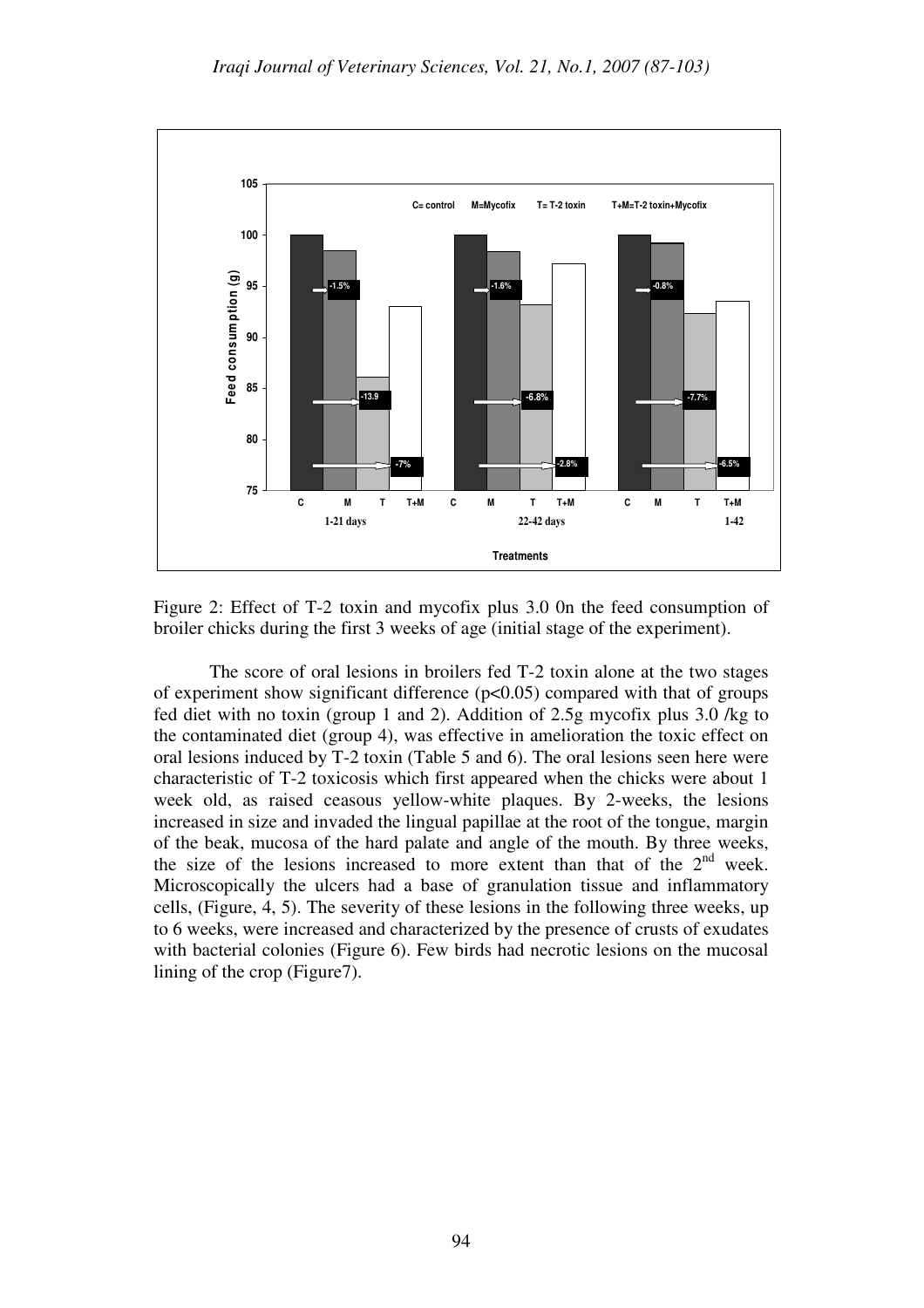Figure 2: Effect of T-2 toxin and mycofix plus 3.0 0n the feed consumption of broiler chicks during the first 3 weeks of age (initial stage of the experiment).

The score of oral lesions in broilers fed T-2 toxin alone at the two stages of experiment show significant difference ($p<0.05$) compared with that of groups fed diet with no toxin (group 1 and 2). Addition of 2.5g mycofix plus 3.0 /kg to the contaminated diet (group 4), was effective in amelioration the toxic effect on oral lesions induced by T-2 toxin (Table 5 and 6). The oral lesions seen here were characteristic of T-2 toxicosis which first appeared when the chicks were about 1 week old, as raised ceasous yellow-white plaques. By 2-weeks, the lesions increased in size and invaded the lingual papillae at the root of the tongue, margin of the beak, mucosa of the hard palate and angle of the mouth. By three weeks, the size of the lesions increased to more extent than that of the 2nd week. Microscopically the ulcers had a base of granulation tissue and inflammatory cells, (Figure, 4, 5). The severity of these lesions in the following three weeks, up to 6 weeks, were increased and characterized by the presence of crusts of exudates with bacterial colonies (Figure 6). Few birds had necrotic lesions on the mucosal lining of the crop (Figure7).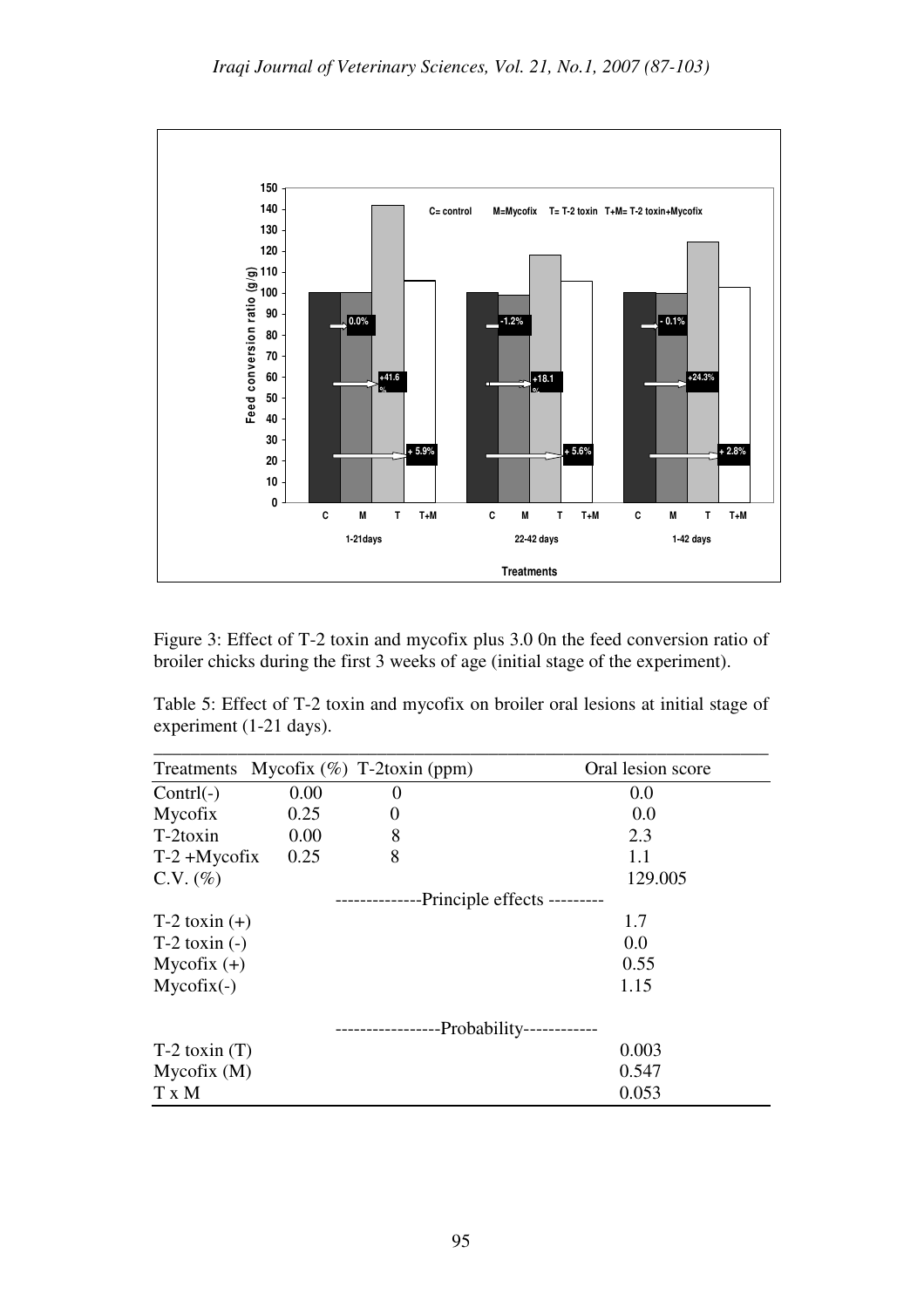Figure 3: Effect of T-2 toxin and mycofix plus 3.0 0n the feed conversion ratio of broiler chicks during the first 3 weeks of age (initial stage of the experiment).

Table 5: Effect of T-2 toxin and mycofix on broiler oral lesions at initial stage of experiment (1-21 days).

| Treatments | Mycofix (%) | T-2toxin (ppm) | Oral lesion score |
|---|---|---|---|
| Contrl(-) | 0.00 | 0 | 0.0 |
| Mycofix | 0.25 | 0 | 0.0 |
| T-2toxin | 0.00 | 8 | 2.3 |
| T-2 +Mycofix | 0.25 | 8 | 1.1 |
| C.V. (%) | | | 129.005 |
| --------------Principle effects --------- | | | |
| T-2 toxin (+) | | | 1.7 |
| T-2 toxin (-) | | | 0.0 |
| Mycofix (+) | | | 0.55 |
| Mycofix(-) | | | 1.15 |
| -----------------Probability------------ | | | |
| T-2 toxin (T) | | | 0.003 |
| Mycofix (M) | | | 0.547 |
| T x M | | | 0.053 |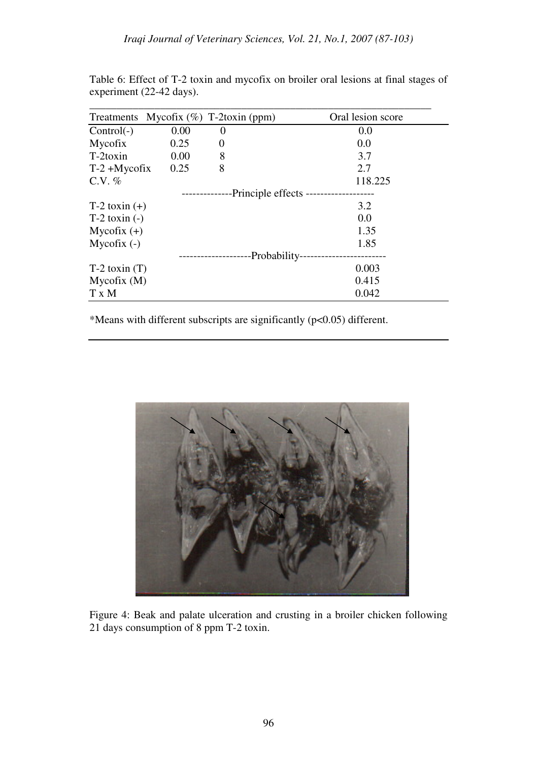Table 6: Effect of T-2 toxin and mycofix on broiler oral lesions at final stages of experiment (22-42 days).

| Treatments | Mycofix (%) | T-2toxin (ppm) | Oral lesion score |
|---|---|---|---|
| Control(-) | 0.00 | 0 | 0.0 |
| Mycofix | 0.25 | 0 | 0.0 |
| T-2toxin | 0.00 | 8 | 3.7 |
| T-2 +Mycofix | 0.25 | 8 | 2.7 |
| C.V. % | | | 118.225 |
| --------------Principle effects ------------------- | | | |
| T-2 toxin (+) | | | 3.2 |
| T-2 toxin (-) | | | 0.0 |
| Mycofix (+) | | | 1.35 |
| Mycofix (-) | | | 1.85 |
| --------------------Probability------------------------ | | | |
| T-2 toxin (T) | | | 0.003 |
| Mycofix (M) | | | 0.415 |
| T x M | | | 0.042 |

*Means with different subscripts are significantly ($p<0.05$) different.

Figure 4: Beak and palate ulceration and crusting in a broiler chicken following 21 days consumption of 8 ppm T-2 toxin.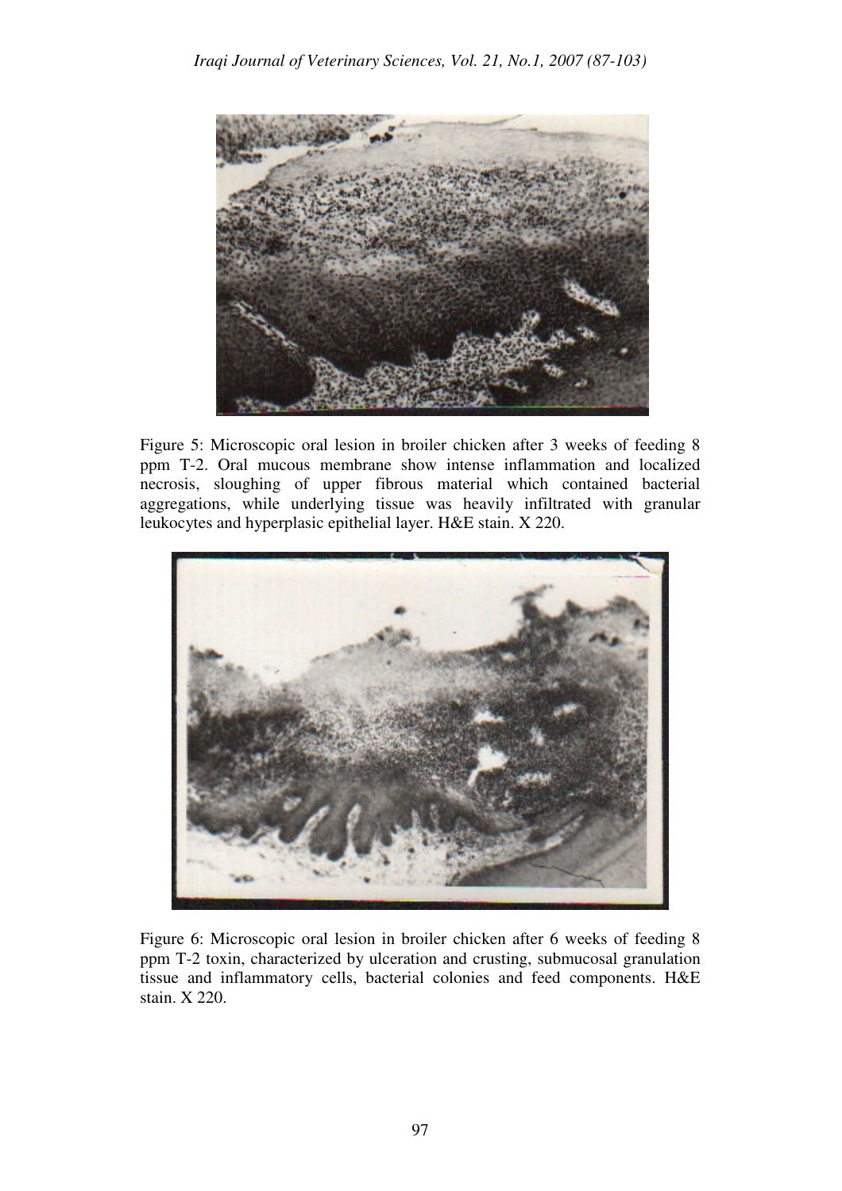Figure 5: Microscopic oral lesion in broiler chicken after 3 weeks of feeding 8 ppm T-2. Oral mucous membrane show intense inflammation and localized necrosis, sloughing of upper fibrous material which contained bacterial aggregations, while underlying tissue was heavily infiltrated with granular leukocytes and hyperplasic epithelial layer. H&E stain. X 220.

Figure 6: Microscopic oral lesion in broiler chicken after 6 weeks of feeding 8 ppm T-2 toxin, characterized by ulceration and crusting, submucosal granulation tissue and inflammatory cells, bacterial colonies and feed components. H&E stain. X 220.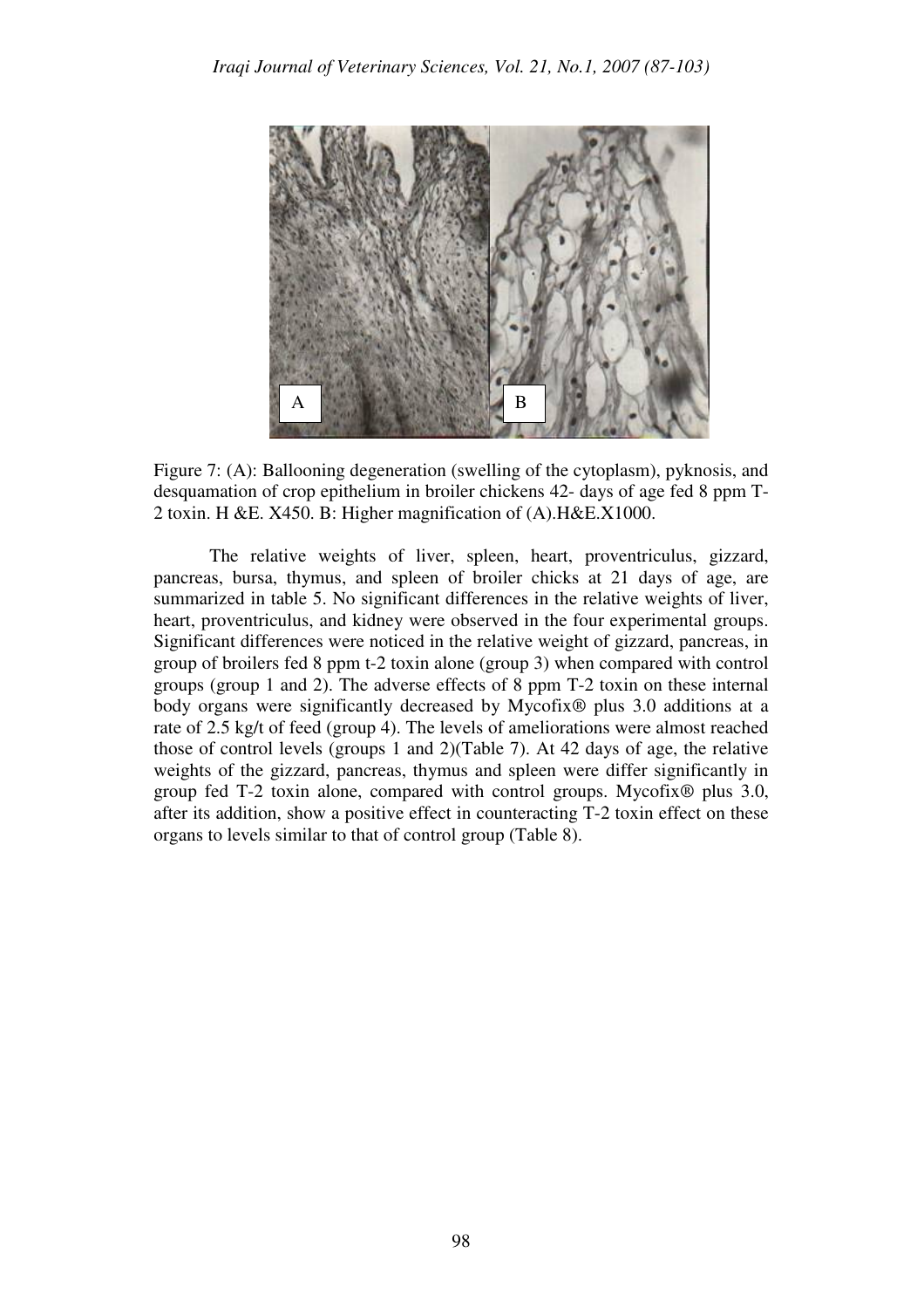Figure 7: (A): Ballooning degeneration (swelling of the cytoplasm), pyknosis, and desquamation of crop epithelium in broiler chickens 42- days of age fed 8 ppm T-2 toxin. H &E. X450. B: Higher magnification of (A).H&E.X1000.

The relative weights of liver, spleen, heart, proventriculus, gizzard, pancreas, bursa, thymus, and spleen of broiler chicks at 21 days of age, are summarized in table 5. No significant differences in the relative weights of liver, heart, proventriculus, and kidney were observed in the four experimental groups. Significant differences were noticed in the relative weight of gizzard, pancreas, in group of broilers fed 8 ppm t-2 toxin alone (group 3) when compared with control groups (group 1 and 2). The adverse effects of 8 ppm T-2 toxin on these internal body organs were significantly decreased by Mycofix® plus 3.0 additions at a rate of 2.5 kg/t of feed (group 4). The levels of ameliorations were almost reached those of control levels (groups 1 and 2)(Table 7). At 42 days of age, the relative weights of the gizzard, pancreas, thymus and spleen were differ significantly in group fed T-2 toxin alone, compared with control groups. Mycofix® plus 3.0, after its addition, show a positive effect in counteracting T-2 toxin effect on these organs to levels similar to that of control group (Table 8).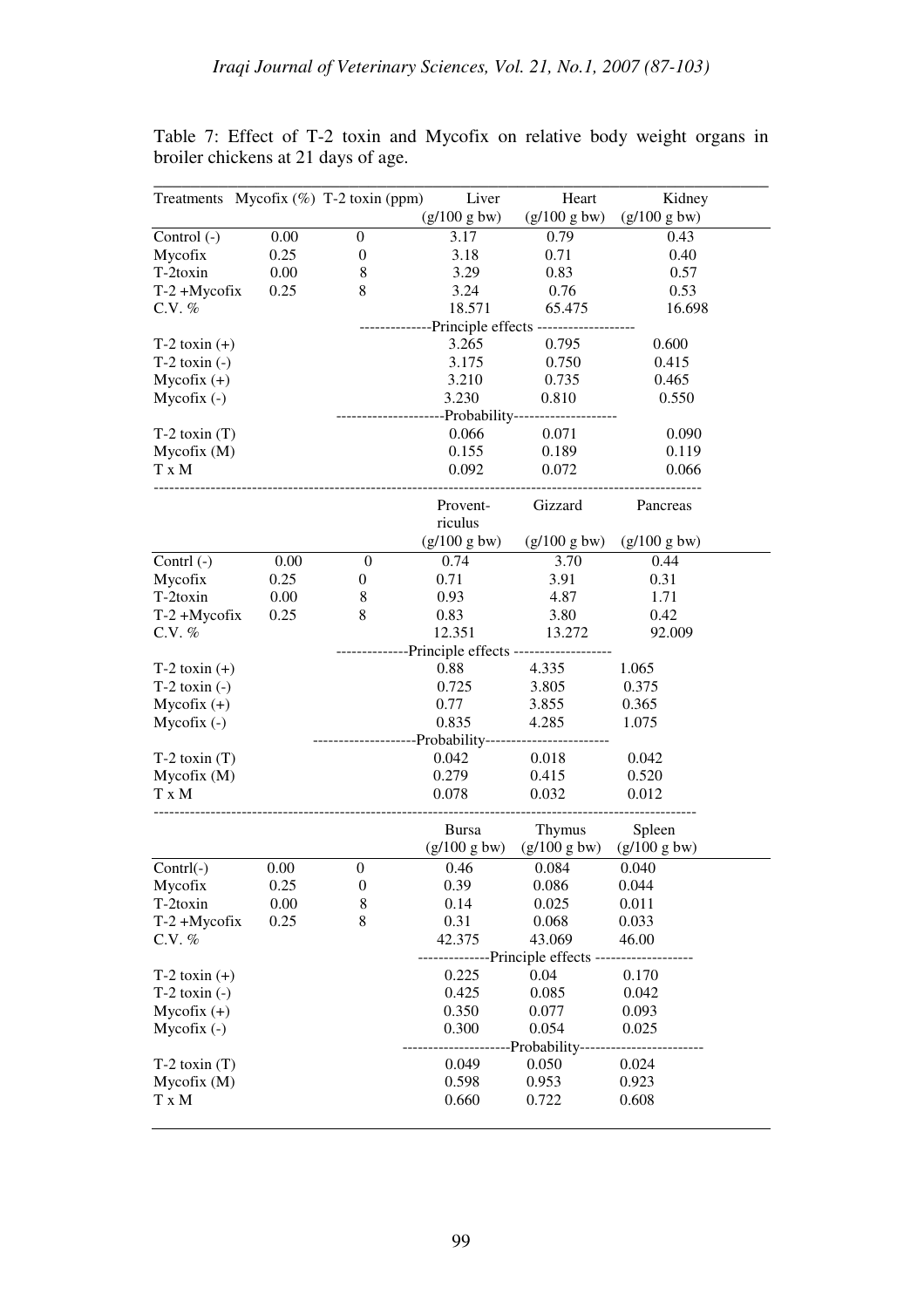Table 7: Effect of T-2 toxin and Mycofix on relative body weight organs in broiler chickens at 21 days of age.

| Treatments | Mycofix (%) | T-2 toxin (ppm) | Liver (g/100 g bw) | Heart (g/100 g bw) | Kidney (g/100 g bw) |
|---|---|---|---|---|---|
| Control (-) | 0.00 | 0 | 3.17 | 0.79 | 0.43 |
| Mycofix | 0.25 | 0 | 3.18 | 0.71 | 0.40 |
| T-2toxin | 0.00 | 8 | 3.29 | 0.83 | 0.57 |
| T-2 +Mycofix | 0.25 | 8 | 3.24 | 0.76 | 0.53 |
| C.V. % | | | 18.571 | 65.475 | 16.698 |
| | | | Principle effects | | |
| T-2 toxin (+) | | | 3.265 | 0.795 | 0.600 |
| T-2 toxin (-) | | | 3.175 | 0.750 | 0.415 |
| Mycofix (+) | | | 3.210 | 0.735 | 0.465 |
| Mycofix (-) | | | 3.230 | 0.810 | 0.550 |
| | | | Probability | | |
| T-2 toxin (T) | | | 0.066 | 0.071 | 0.090 |
| Mycofix (M) | | | 0.155 | 0.189 | 0.119 |
| T x M | | | 0.092 | 0.072 | 0.066 |
| | | | Provent-riculus (g/100 g bw) | Gizzard (g/100 g bw) | Pancreas (g/100 g bw) |
| Contrl (-) | 0.00 | 0 | 0.74 | 3.70 | 0.44 |
| Mycofix | 0.25 | 0 | 0.71 | 3.91 | 0.31 |
| T-2toxin | 0.00 | 8 | 0.93 | 4.87 | 1.71 |
| T-2 +Mycofix | 0.25 | 8 | 0.83 | 3.80 | 0.42 |
| C.V. % | | | 12.351 | 13.272 | 92.009 |
| | | | Principle effects | | |
| T-2 toxin (+) | | | 0.88 | 4.335 | 1.065 |
| T-2 toxin (-) | | | 0.725 | 3.805 | 0.375 |
| Mycofix (+) | | | 0.77 | 3.855 | 0.365 |
| Mycofix (-) | | | 0.835 | 4.285 | 1.075 |
| | | | Probability | | |
| T-2 toxin (T) | | | 0.042 | 0.018 | 0.042 |
| Mycofix (M) | | | 0.279 | 0.415 | 0.520 |
| T x M | | | 0.078 | 0.032 | 0.012 |
| | | | Bursa (g/100 g bw) | Thymus (g/100 g bw) | Spleen (g/100 g bw) |
| Contrl(-) | 0.00 | 0 | 0.46 | 0.084 | 0.040 |
| Mycofix | 0.25 | 0 | 0.39 | 0.086 | 0.044 |
| T-2toxin | 0.00 | 8 | 0.14 | 0.025 | 0.011 |
| T-2 +Mycofix | 0.25 | 8 | 0.31 | 0.068 | 0.033 |
| C.V. % | | | 42.375 | 43.069 | 46.00 |
| | | | Principle effects | | |
| T-2 toxin (+) | | | 0.225 | 0.04 | 0.170 |
| T-2 toxin (-) | | | 0.425 | 0.085 | 0.042 |
| Mycofix (+) | | | 0.350 | 0.077 | 0.093 |
| Mycofix (-) | | | 0.300 | 0.054 | 0.025 |
| | | | Probability | | |
| T-2 toxin (T) | | | 0.049 | 0.050 | 0.024 |
| Mycofix (M) | | | 0.598 | 0.953 | 0.923 |
| T x M | | | 0.660 | 0.722 | 0.608 |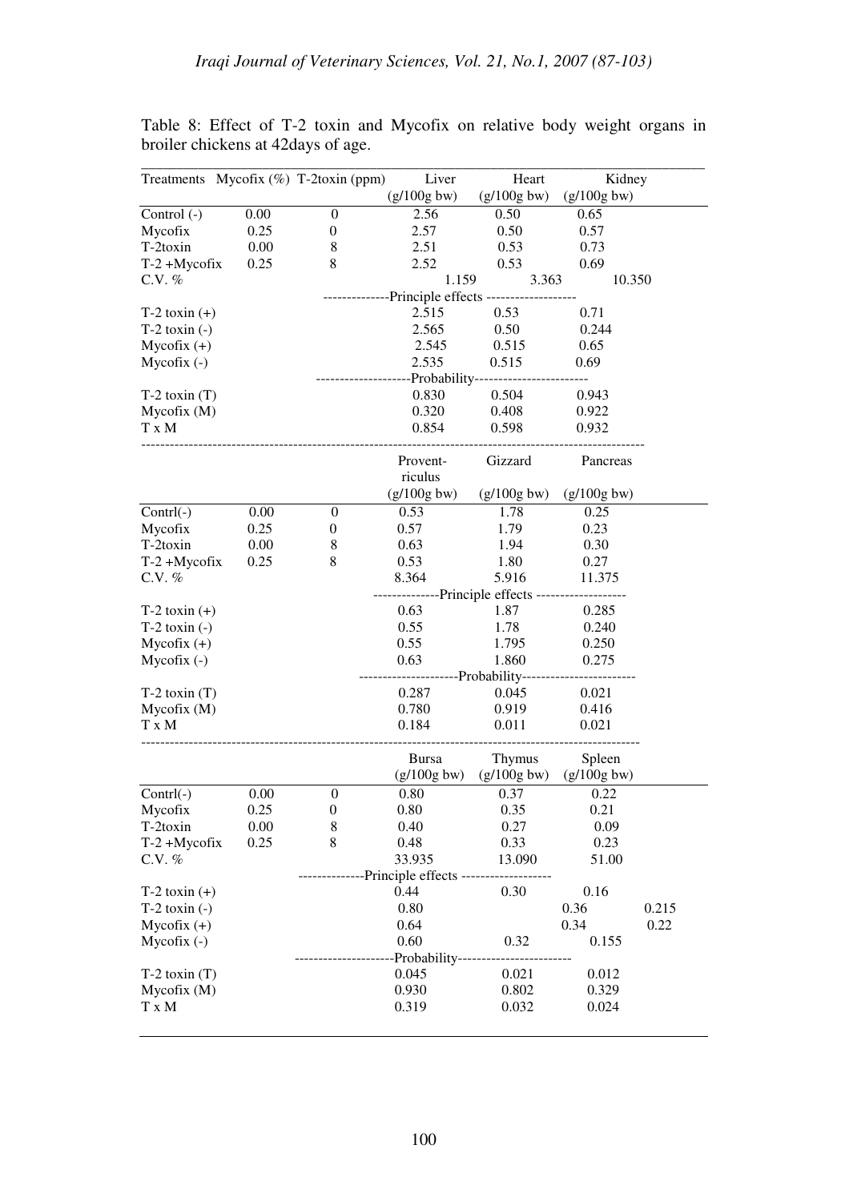Table 8: Effect of T-2 toxin and Mycofix on relative body weight organs in broiler chickens at 42days of age.

| Treatments | Mycofix (%) | T-2toxin (ppm) | Liver (g/100g bw) | Heart (g/100g bw) | Kidney (g/100g bw) |
|---|---|---|---|---|---|
| Control (-) | 0.00 | 0 | 2.56 | 0.50 | 0.65 |
| Mycofix | 0.25 | 0 | 2.57 | 0.50 | 0.57 |
| T-2toxin | 0.00 | 8 | 2.51 | 0.53 | 0.73 |
| T-2 +Mycofix | 0.25 | 8 | 2.52 | 0.53 | 0.69 |
| C.V. % | | | 1.159 | 3.363 | 10.350 |
| | | | Principle effects | | |
| T-2 toxin (+) | | | 2.515 | 0.53 | 0.71 |
| T-2 toxin (-) | | | 2.565 | 0.50 | 0.244 |
| Mycofix (+) | | | 2.545 | 0.515 | 0.65 |
| Mycofix (-) | | | 2.535 | 0.515 | 0.69 |
| | | | Probability | | |
| T-2 toxin (T) | | | 0.830 | 0.504 | 0.943 |
| Mycofix (M) | | | 0.320 | 0.408 | 0.922 |
| T x M | | | 0.854 | 0.598 | 0.932 |

| | | | Provent-riculus (g/100g bw) | Gizzard (g/100g bw) | Pancreas (g/100g bw) |
|---|---|---|---|---|---|
| Contrl(-) | 0.00 | 0 | 0.53 | 1.78 | 0.25 |
| Mycofix | 0.25 | 0 | 0.57 | 1.79 | 0.23 |
| T-2toxin | 0.00 | 8 | 0.63 | 1.94 | 0.30 |
| T-2 +Mycofix | 0.25 | 8 | 0.53 | 1.80 | 0.27 |
| C.V. % | | | 8.364 | 5.916 | 11.375 |
| | | | Principle effects | | |
| T-2 toxin (+) | | | 0.63 | 1.87 | 0.285 |
| T-2 toxin (-) | | | 0.55 | 1.78 | 0.240 |
| Mycofix (+) | | | 0.55 | 1.795 | 0.250 |
| Mycofix (-) | | | 0.63 | 1.860 | 0.275 |
| | | | Probability | | |
| T-2 toxin (T) | | | 0.287 | 0.045 | 0.021 |
| Mycofix (M) | | | 0.780 | 0.919 | 0.416 |
| T x M | | | 0.184 | 0.011 | 0.021 |

| | | | Bursa (g/100g bw) | Thymus (g/100g bw) | Spleen (g/100g bw) | |
|---|---|---|---|---|---|---|
| Contrl(-) | 0.00 | 0 | 0.80 | 0.37 | 0.22 | |
| Mycofix | 0.25 | 0 | 0.80 | 0.35 | 0.21 | |
| T-2toxin | 0.00 | 8 | 0.40 | 0.27 | 0.09 | |
| T-2 +Mycofix | 0.25 | 8 | 0.48 | 0.33 | 0.23 | |
| C.V. % | | | 33.935 | 13.090 | 51.00 | |
| | | | Principle effects | | | |
| T-2 toxin (+) | | | 0.44 | 0.30 | 0.16 | |
| T-2 toxin (-) | | | 0.80 | | 0.36 | 0.215 |
| Mycofix (+) | | | 0.64 | | 0.34 | 0.22 |
| Mycofix (-) | | | 0.60 | 0.32 | 0.155 | |
| | | | Probability | | | |
| T-2 toxin (T) | | | 0.045 | 0.021 | 0.012 | |
| Mycofix (M) | | | 0.930 | 0.802 | 0.329 | |
| T x M | | | 0.319 | 0.032 | 0.024 | |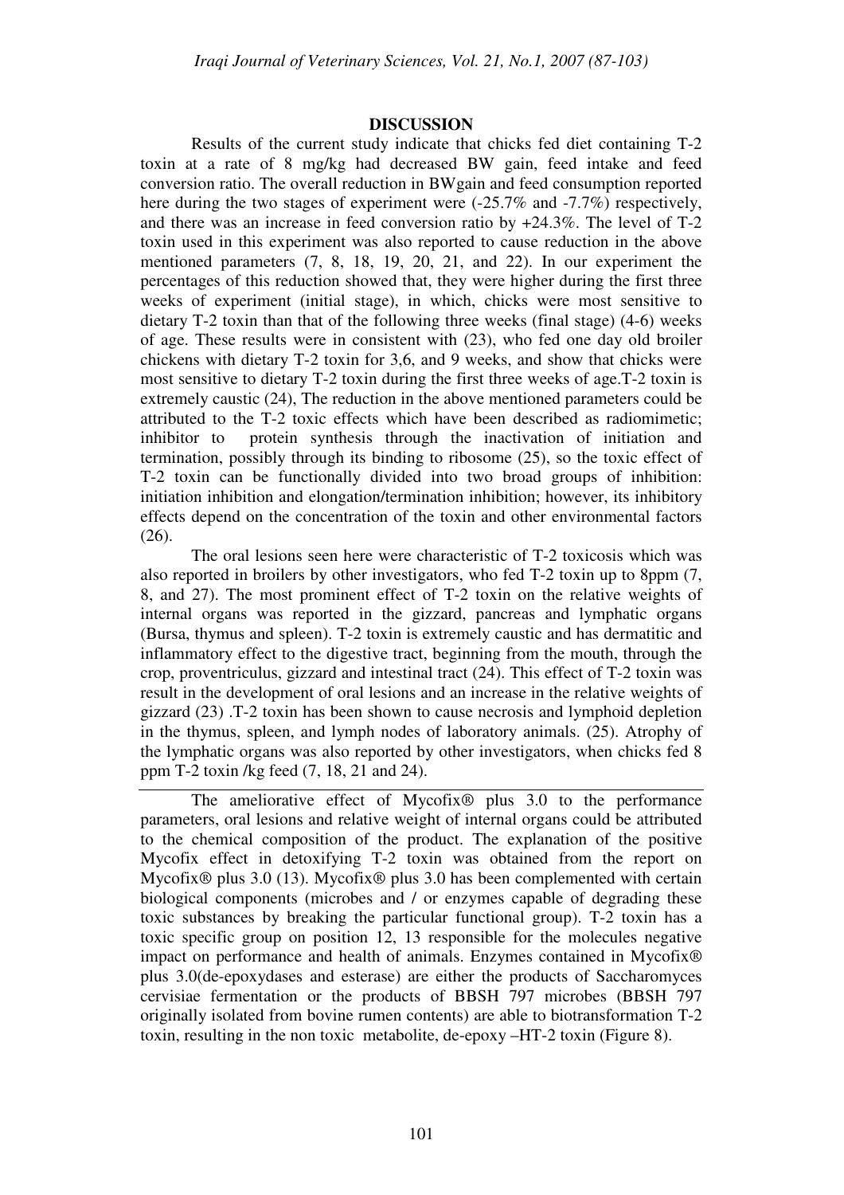## DISCUSSION

Results of the current study indicate that chicks fed diet containing T-2 toxin at a rate of 8 mg/kg had decreased BW gain, feed intake and feed conversion ratio. The overall reduction in BWgain and feed consumption reported here during the two stages of experiment were (-25.7% and -7.7%) respectively, and there was an increase in feed conversion ratio by +24.3%. The level of T-2 toxin used in this experiment was also reported to cause reduction in the above mentioned parameters (7, 8, 18, 19, 20, 21, and 22). In our experiment the percentages of this reduction showed that, they were higher during the first three weeks of experiment (initial stage), in which, chicks were most sensitive to dietary T-2 toxin than that of the following three weeks (final stage) (4-6) weeks of age. These results were in consistent with (23), who fed one day old broiler chickens with dietary T-2 toxin for 3,6, and 9 weeks, and show that chicks were most sensitive to dietary T-2 toxin during the first three weeks of age.T-2 toxin is extremely caustic (24), The reduction in the above mentioned parameters could be attributed to the T-2 toxic effects which have been described as radiomimetic; inhibitor to protein synthesis through the inactivation of initiation and termination, possibly through its binding to ribosome (25), so the toxic effect of T-2 toxin can be functionally divided into two broad groups of inhibition: initiation inhibition and elongation/termination inhibition; however, its inhibitory effects depend on the concentration of the toxin and other environmental factors (26).

The oral lesions seen here were characteristic of T-2 toxicosis which was also reported in broilers by other investigators, who fed T-2 toxin up to 8ppm (7, 8, and 27). The most prominent effect of T-2 toxin on the relative weights of internal organs was reported in the gizzard, pancreas and lymphatic organs (Bursa, thymus and spleen). T-2 toxin is extremely caustic and has dermatitic and inflammatory effect to the digestive tract, beginning from the mouth, through the crop, proventriculus, gizzard and intestinal tract (24). This effect of T-2 toxin was result in the development of oral lesions and an increase in the relative weights of gizzard (23) .T-2 toxin has been shown to cause necrosis and lymphoid depletion in the thymus, spleen, and lymph nodes of laboratory animals. (25). Atrophy of the lymphatic organs was also reported by other investigators, when chicks fed 8 ppm T-2 toxin /kg feed (7, 18, 21 and 24).

The ameliorative effect of Mycofix® plus 3.0 to the performance parameters, oral lesions and relative weight of internal organs could be attributed to the chemical composition of the product. The explanation of the positive Mycofix effect in detoxifying T-2 toxin was obtained from the report on Mycofix® plus 3.0 (13). Mycofix® plus 3.0 has been complemented with certain biological components (microbes and / or enzymes capable of degrading these toxic substances by breaking the particular functional group). T-2 toxin has a toxic specific group on position 12, 13 responsible for the molecules negative impact on performance and health of animals. Enzymes contained in Mycofix® plus 3.0(de-epoxydases and esterase) are either the products of Saccharomyces cervisiae fermentation or the products of BBSH 797 microbes (BBSH 797 originally isolated from bovine rumen contents) are able to biotransformation T-2 toxin, resulting in the non toxic metabolite, de-epoxy –HT-2 toxin (Figure 8).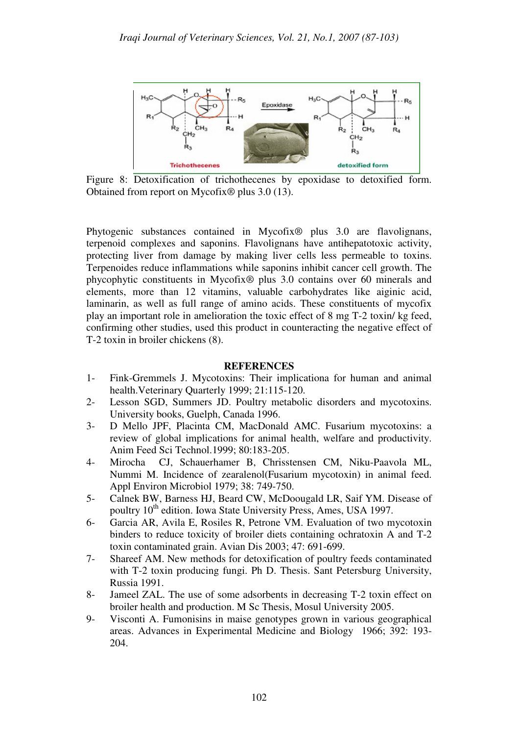Figure 8: Detoxification of trichothecenes by epoxidase to detoxified form. Obtained from report on Mycofix® plus 3.0 (13).

Phytogenic substances contained in Mycofix® plus 3.0 are flavolignans, terpenoid complexes and saponins. Flavolignans have antihepatotoxic activity, protecting liver from damage by making liver cells less permeable to toxins. Terpenoides reduce inflammations while saponins inhibit cancer cell growth. The phycophytic constituents in Mycofix® plus 3.0 contains over 60 minerals and elements, more than 12 vitamins, valuable carbohydrates like aiginic acid, laminarin, as well as full range of amino acids. These constituents of mycofix play an important role in amelioration the toxic effect of 8 mg T-2 toxin/ kg feed, confirming other studies, used this product in counteracting the negative effect of T-2 toxin in broiler chickens (8).

## REFERENCES

1- Fink-Gremmels J. Mycotoxins: Their implicationa for human and animal health.Veterinary Quarterly 1999; 21:115-120.
2- Lesson SGD, Summers JD. Poultry metabolic disorders and mycotoxins. University books, Guelph, Canada 1996.
3- D Mello JPF, Placinta CM, MacDonald AMC. Fusarium mycotoxins: a review of global implications for animal health, welfare and productivity. Anim Feed Sci Technol.1999; 80:183-205.
4- Mirocha CJ, Schauerhamer B, Chrisstensen CM, Niku-Paavola ML, Nummi M. Incidence of zearalenol(Fusarium mycotoxin) in animal feed. Appl Environ Microbiol 1979; 38: 749-750.
5- Calnek BW, Barness HJ, Beard CW, McDoougald LR, Saif YM. Disease of poultry 10th edition. Iowa State University Press, Ames, USA 1997.
6- Garcia AR, Avila E, Rosiles R, Petrone VM. Evaluation of two mycotoxin binders to reduce toxicity of broiler diets containing ochratoxin A and T-2 toxin contaminated grain. Avian Dis 2003; 47: 691-699.
7- Shareef AM. New methods for detoxification of poultry feeds contaminated with T-2 toxin producing fungi. Ph D. Thesis. Sant Petersburg University, Russia 1991.
8- Jameel ZAL. The use of some adsorbents in decreasing T-2 toxin effect on broiler health and production. M Sc Thesis, Mosul University 2005.
9- Visconti A. Fumonisins in maise genotypes grown in various geographical areas. Advances in Experimental Medicine and Biology 1966; 392: 193-204.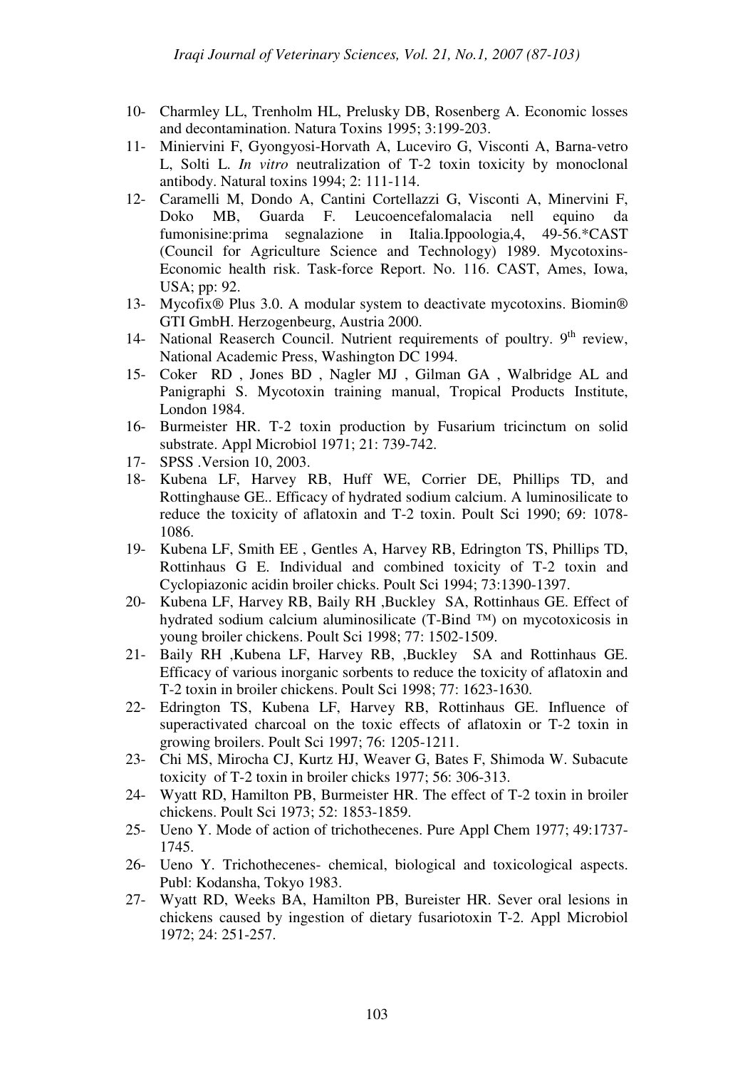10- Charmley LL, Trenholm HL, Prelusky DB, Rosenberg A. Economic losses and decontamination. Natura Toxins 1995; 3:199-203.

11- Miniervini F, Gyongyosi-Horvath A, Luceviro G, Visconti A, Barna-vetro L, Solti L. *In vitro* neutralization of T-2 toxin toxicity by monoclonal antibody. Natural toxins 1994; 2: 111-114.

12- Caramelli M, Dondo A, Cantini Cortellazzi G, Visconti A, Minervini F, Doko MB, Guarda F. Leucoencefalomalacia nell equino da fumonisine:prima segnalazione in Italia.Ippoologia,4, 49-56.*CAST (Council for Agriculture Science and Technology) 1989. Mycotoxins-Economic health risk. Task-force Report. No. 116. CAST, Ames, Iowa, USA; pp: 92.

13- Mycofix® Plus 3.0. A modular system to deactivate mycotoxins. Biomin® GTI GmbH. Herzogenbeurg, Austria 2000.

14- National Reaserch Council. Nutrient requirements of poultry. 9th review, National Academic Press, Washington DC 1994.

15- Coker RD , Jones BD , Nagler MJ , Gilman GA , Walbridge AL and Panigraphi S. Mycotoxin training manual, Tropical Products Institute, London 1984.

16- Burmeister HR. T-2 toxin production by Fusarium tricinctum on solid substrate. Appl Microbiol 1971; 21: 739-742.

17- SPSS .Version 10, 2003.

18- Kubena LF, Harvey RB, Huff WE, Corrier DE, Phillips TD, and Rottinghause GE.. Efficacy of hydrated sodium calcium. A luminosilicate to reduce the toxicity of aflatoxin and T-2 toxin. Poult Sci 1990; 69: 1078-1086.

19- Kubena LF, Smith EE , Gentles A, Harvey RB, Edrington TS, Phillips TD, Rottinhaus G E. Individual and combined toxicity of T-2 toxin and Cyclopiazonic acidin broiler chicks. Poult Sci 1994; 73:1390-1397.

20- Kubena LF, Harvey RB, Baily RH ,Buckley SA, Rottinhaus GE. Effect of hydrated sodium calcium aluminosilicate (T-Bind ™) on mycotoxicosis in young broiler chickens. Poult Sci 1998; 77: 1502-1509.

21- Baily RH ,Kubena LF, Harvey RB, ,Buckley SA and Rottinhaus GE. Efficacy of various inorganic sorbents to reduce the toxicity of aflatoxin and T-2 toxin in broiler chickens. Poult Sci 1998; 77: 1623-1630.

22- Edrington TS, Kubena LF, Harvey RB, Rottinhaus GE. Influence of superactivated charcoal on the toxic effects of aflatoxin or T-2 toxin in growing broilers. Poult Sci 1997; 76: 1205-1211.

23- Chi MS, Mirocha CJ, Kurtz HJ, Weaver G, Bates F, Shimoda W. Subacute toxicity of T-2 toxin in broiler chicks 1977; 56: 306-313.

24- Wyatt RD, Hamilton PB, Burmeister HR. The effect of T-2 toxin in broiler chickens. Poult Sci 1973; 52: 1853-1859.

25- Ueno Y. Mode of action of trichothecenes. Pure Appl Chem 1977; 49:1737-1745.

26- Ueno Y. Trichothecenes- chemical, biological and toxicological aspects. Publ: Kodansha, Tokyo 1983.

27- Wyatt RD, Weeks BA, Hamilton PB, Bureister HR. Sever oral lesions in chickens caused by ingestion of dietary fusariotoxin T-2. Appl Microbiol 1972; 24: 251-257.